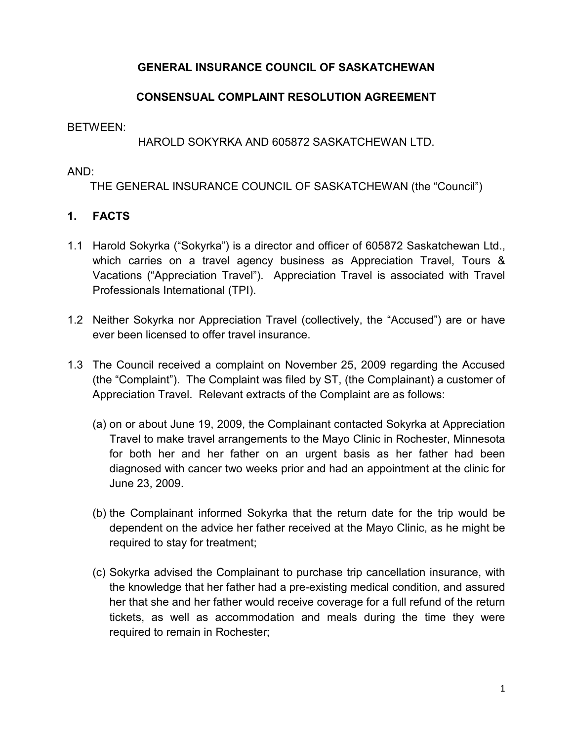# GENERAL INSURANCE COUNCIL OF SASKATCHEWAN

## CONSENSUAL COMPLAINT RESOLUTION AGREEMENT

BETWEEN:

HAROLD SOKYRKA AND 605872 SASKATCHEWAN LTD.

AND:

THE GENERAL INSURANCE COUNCIL OF SASKATCHEWAN (the "Council")

## 1. FACTS

1.1 Harold Sokyrka ("Sokyrka") is a director and officer of 605872 Saskatchewan Ltd., which carries on a travel agency business as Appreciation Travel, Tours & Vacations ("Appreciation Travel"). Appreciation Travel is associated with Travel Professionals International (TPI).

1.2 Neither Sokyrka nor Appreciation Travel (collectively, the "Accused") are or have ever been licensed to offer travel insurance.

1.3 The Council received a complaint on November 25, 2009 regarding the Accused (the "Complaint"). The Complaint was filed by ST, (the Complainant) a customer of Appreciation Travel. Relevant extracts of the Complaint are as follows:

(a) on or about June 19, 2009, the Complainant contacted Sokyrka at Appreciation Travel to make travel arrangements to the Mayo Clinic in Rochester, Minnesota for both her and her father on an urgent basis as her father had been diagnosed with cancer two weeks prior and had an appointment at the clinic for June 23, 2009.

(b) the Complainant informed Sokyrka that the return date for the trip would be dependent on the advice her father received at the Mayo Clinic, as he might be required to stay for treatment;

(c) Sokyrka advised the Complainant to purchase trip cancellation insurance, with the knowledge that her father had a pre-existing medical condition, and assured her that she and her father would receive coverage for a full refund of the return tickets, as well as accommodation and meals during the time they were required to remain in Rochester;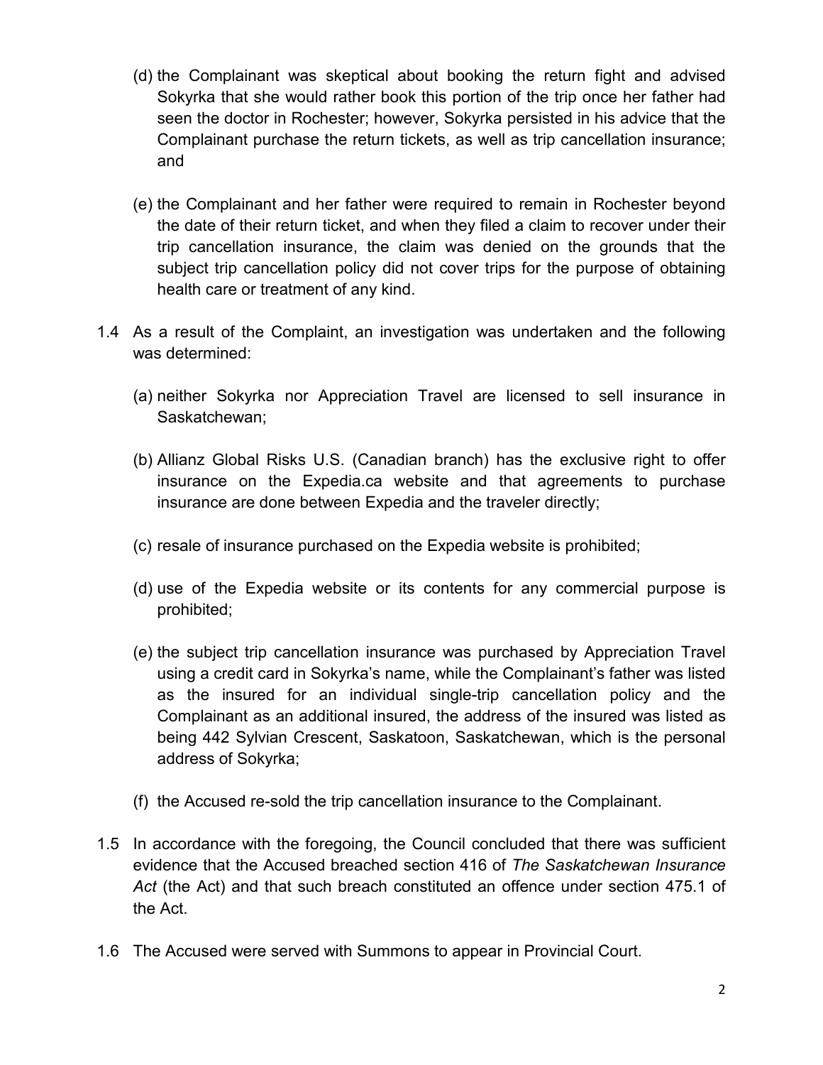(d) the Complainant was skeptical about booking the return fight and advised Sokyrka that she would rather book this portion of the trip once her father had seen the doctor in Rochester; however, Sokyrka persisted in his advice that the Complainant purchase the return tickets, as well as trip cancellation insurance; and

(e) the Complainant and her father were required to remain in Rochester beyond the date of their return ticket, and when they filed a claim to recover under their trip cancellation insurance, the claim was denied on the grounds that the subject trip cancellation policy did not cover trips for the purpose of obtaining health care or treatment of any kind.

1.4 As a result of the Complaint, an investigation was undertaken and the following was determined:

(a) neither Sokyrka nor Appreciation Travel are licensed to sell insurance in Saskatchewan;

(b) Allianz Global Risks U.S. (Canadian branch) has the exclusive right to offer insurance on the Expedia.ca website and that agreements to purchase insurance are done between Expedia and the traveler directly;

(c) resale of insurance purchased on the Expedia website is prohibited;

(d) use of the Expedia website or its contents for any commercial purpose is prohibited;

(e) the subject trip cancellation insurance was purchased by Appreciation Travel using a credit card in Sokyrka's name, while the Complainant's father was listed as the insured for an individual single-trip cancellation policy and the Complainant as an additional insured, the address of the insured was listed as being 442 Sylvian Crescent, Saskatoon, Saskatchewan, which is the personal address of Sokyrka;

(f) the Accused re-sold the trip cancellation insurance to the Complainant.

1.5 In accordance with the foregoing, the Council concluded that there was sufficient evidence that the Accused breached section 416 of *The Saskatchewan Insurance Act* (the Act) and that such breach constituted an offence under section 475.1 of the Act.

1.6 The Accused were served with Summons to appear in Provincial Court.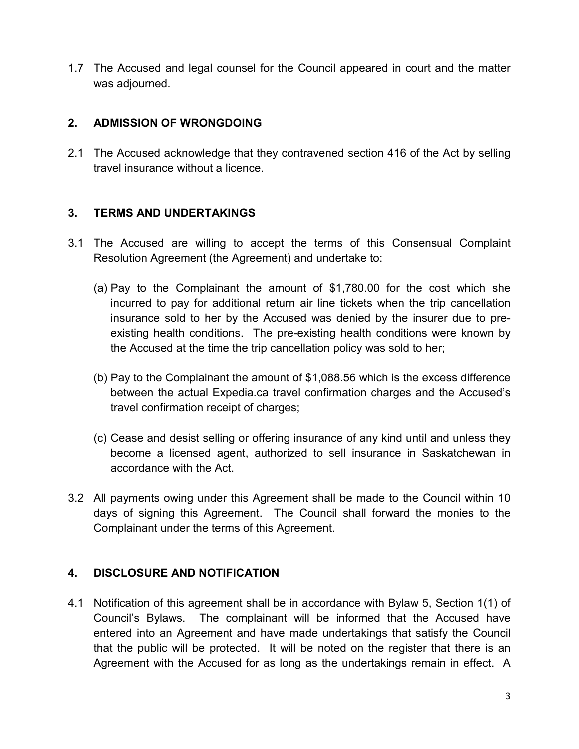1.7 The Accused and legal counsel for the Council appeared in court and the matter was adjourned.

## 2. ADMISSION OF WRONGDOING

2.1 The Accused acknowledge that they contravened section 416 of the Act by selling travel insurance without a licence.

## 3. TERMS AND UNDERTAKINGS

3.1 The Accused are willing to accept the terms of this Consensual Complaint Resolution Agreement (the Agreement) and undertake to:

(a) Pay to the Complainant the amount of $1,780.00 for the cost which she incurred to pay for additional return air line tickets when the trip cancellation insurance sold to her by the Accused was denied by the insurer due to pre-existing health conditions. The pre-existing health conditions were known by the Accused at the time the trip cancellation policy was sold to her;

(b) Pay to the Complainant the amount of $1,088.56 which is the excess difference between the actual Expedia.ca travel confirmation charges and the Accused's travel confirmation receipt of charges;

(c) Cease and desist selling or offering insurance of any kind until and unless they become a licensed agent, authorized to sell insurance in Saskatchewan in accordance with the Act.

3.2 All payments owing under this Agreement shall be made to the Council within 10 days of signing this Agreement. The Council shall forward the monies to the Complainant under the terms of this Agreement.

## 4. DISCLOSURE AND NOTIFICATION

4.1 Notification of this agreement shall be in accordance with Bylaw 5, Section 1(1) of Council's Bylaws. The complainant will be informed that the Accused have entered into an Agreement and have made undertakings that satisfy the Council that the public will be protected. It will be noted on the register that there is an Agreement with the Accused for as long as the undertakings remain in effect. A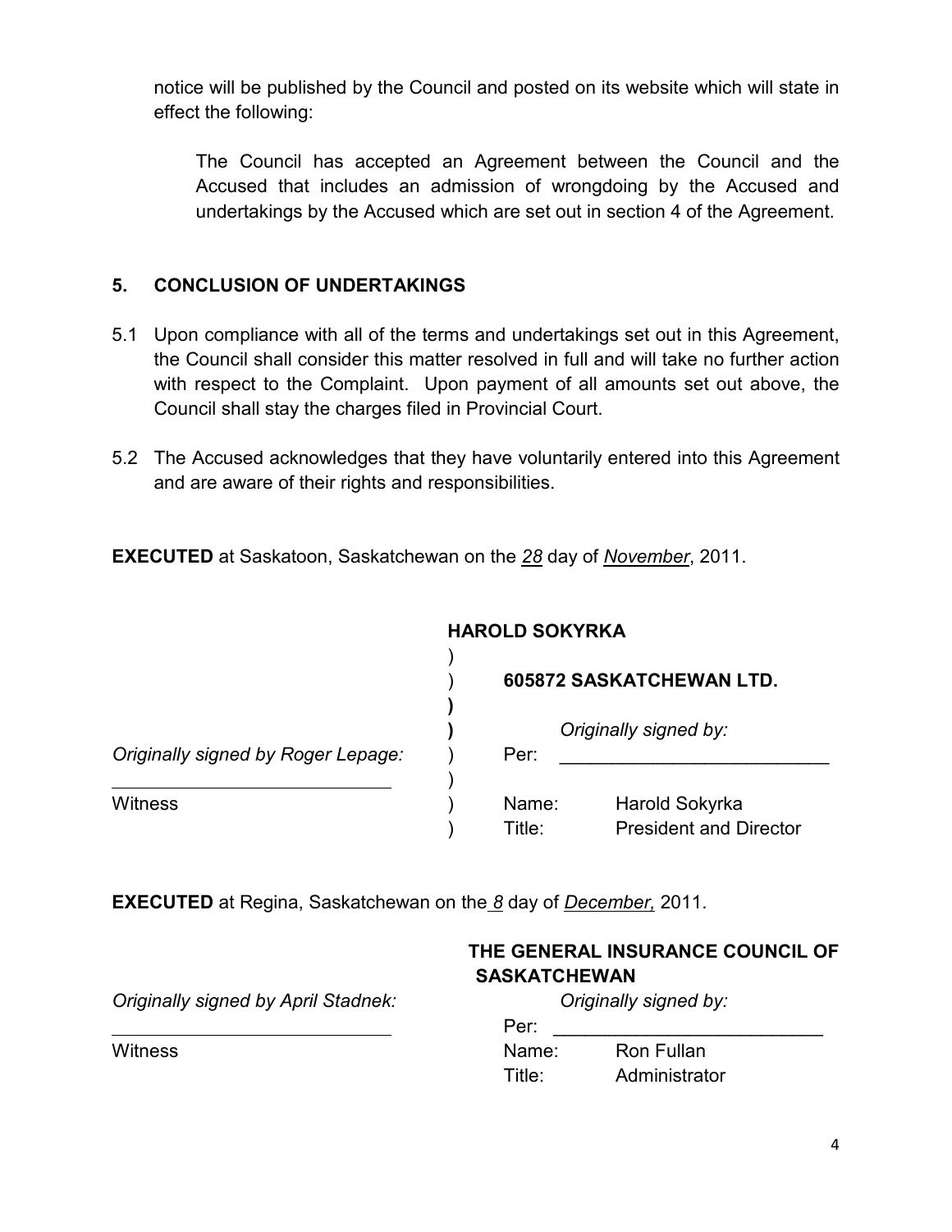notice will be published by the Council and posted on its website which will state in effect the following:

> The Council has accepted an Agreement between the Council and the Accused that includes an admission of wrongdoing by the Accused and undertakings by the Accused which are set out in section 4 of the Agreement.

## 5. CONCLUSION OF UNDERTAKINGS

5.1 Upon compliance with all of the terms and undertakings set out in this Agreement, the Council shall consider this matter resolved in full and will take no further action with respect to the Complaint. Upon payment of all amounts set out above, the Council shall stay the charges filed in Provincial Court.

5.2 The Accused acknowledges that they have voluntarily entered into this Agreement and are aware of their rights and responsibilities.

**EXECUTED** at Saskatoon, Saskatchewan on the *28* day of *November*, 2011.

**HAROLD SOKYRKA**

**605872 SASKATCHEWAN LTD.**

*Originally signed by Roger Lepage:*

\_\_\_\_\_\_\_\_\_\_\_\_\_\_\_\_\_\_\_\_\_\_\_\_\_\_

Witness

*Originally signed by:*

Per: \_\_\_\_\_\_\_\_\_\_\_\_\_\_\_\_\_\_\_\_\_\_\_\_\_\_

Name: Harold Sokyrka

Title: President and Director

**EXECUTED** at Regina, Saskatchewan on the *8* day of *December,* 2011.

**THE GENERAL INSURANCE COUNCIL OF SASKATCHEWAN**

*Originally signed by April Stadnek:*

\_\_\_\_\_\_\_\_\_\_\_\_\_\_\_\_\_\_\_\_\_\_\_\_\_\_

Witness

*Originally signed by:*

Per: \_\_\_\_\_\_\_\_\_\_\_\_\_\_\_\_\_\_\_\_\_\_\_\_\_\_

Name: Ron Fullan

Title: Administrator